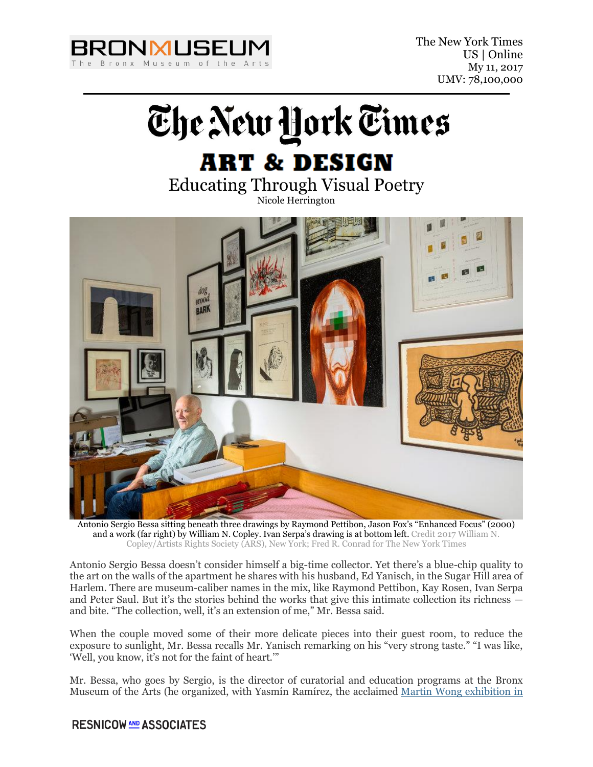The New York Times
US | Online
My 11, 2017
UMV: 78,100,000

# The New York Times

## ART & DESIGN

## Educating Through Visual Poetry

Nicole Herrington

Antonio Sergio Bessa sitting beneath three drawings by Raymond Pettibon, Jason Fox's "Enhanced Focus" (2000) and a work (far right) by William N. Copley. Ivan Serpa's drawing is at bottom left. Credit 2017 William N. Copley/Artists Rights Society (ARS), New York; Fred R. Conrad for The New York Times

Antonio Sergio Bessa doesn't consider himself a big-time collector. Yet there's a blue-chip quality to the art on the walls of the apartment he shares with his husband, Ed Yanisch, in the Sugar Hill area of Harlem. There are museum-caliber names in the mix, like Raymond Pettibon, Kay Rosen, Ivan Serpa and Peter Saul. But it's the stories behind the works that give this intimate collection its richness — and bite. "The collection, well, it's an extension of me," Mr. Bessa said.

When the couple moved some of their more delicate pieces into their guest room, to reduce the exposure to sunlight, Mr. Bessa recalls Mr. Yanisch remarking on his "very strong taste." "I was like, 'Well, you know, it's not for the faint of heart.'"

Mr. Bessa, who goes by Sergio, is the director of curatorial and education programs at the Bronx Museum of the Arts (he organized, with Yasmín Ramírez, the acclaimed Martin Wong exhibition in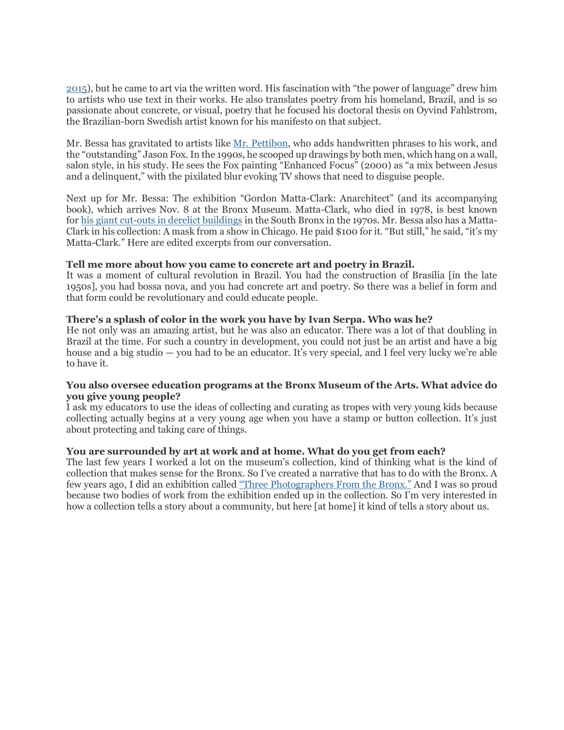2015), but he came to art via the written word. His fascination with "the power of language" drew him to artists who use text in their works. He also translates poetry from his homeland, Brazil, and is so passionate about concrete, or visual, poetry that he focused his doctoral thesis on Oyvind Fahlstrom, the Brazilian-born Swedish artist known for his manifesto on that subject.

Mr. Bessa has gravitated to artists like Mr. Pettibon, who adds handwritten phrases to his work, and the "outstanding" Jason Fox. In the 1990s, he scooped up drawings by both men, which hang on a wall, salon style, in his study. He sees the Fox painting "Enhanced Focus" (2000) as "a mix between Jesus and a delinquent," with the pixilated blur evoking TV shows that need to disguise people.

Next up for Mr. Bessa: The exhibition "Gordon Matta-Clark: Anarchitect" (and its accompanying book), which arrives Nov. 8 at the Bronx Museum. Matta-Clark, who died in 1978, is best known for his giant cut-outs in derelict buildings in the South Bronx in the 1970s. Mr. Bessa also has a Matta-Clark in his collection: A mask from a show in Chicago. He paid $100 for it. "But still," he said, "it's my Matta-Clark." Here are edited excerpts from our conversation.

**Tell me more about how you came to concrete art and poetry in Brazil.**
It was a moment of cultural revolution in Brazil. You had the construction of Brasília [in the late 1950s], you had bossa nova, and you had concrete art and poetry. So there was a belief in form and that form could be revolutionary and could educate people.

**There's a splash of color in the work you have by Ivan Serpa. Who was he?**
He not only was an amazing artist, but he was also an educator. There was a lot of that doubling in Brazil at the time. For such a country in development, you could not just be an artist and have a big house and a big studio — you had to be an educator. It's very special, and I feel very lucky we're able to have it.

**You also oversee education programs at the Bronx Museum of the Arts. What advice do you give young people?**
I ask my educators to use the ideas of collecting and curating as tropes with very young kids because collecting actually begins at a very young age when you have a stamp or button collection. It's just about protecting and taking care of things.

**You are surrounded by art at work and at home. What do you get from each?**
The last few years I worked a lot on the museum's collection, kind of thinking what is the kind of collection that makes sense for the Bronx. So I've created a narrative that has to do with the Bronx. A few years ago, I did an exhibition called "Three Photographers From the Bronx." And I was so proud because two bodies of work from the exhibition ended up in the collection. So I'm very interested in how a collection tells a story about a community, but here [at home] it kind of tells a story about us.